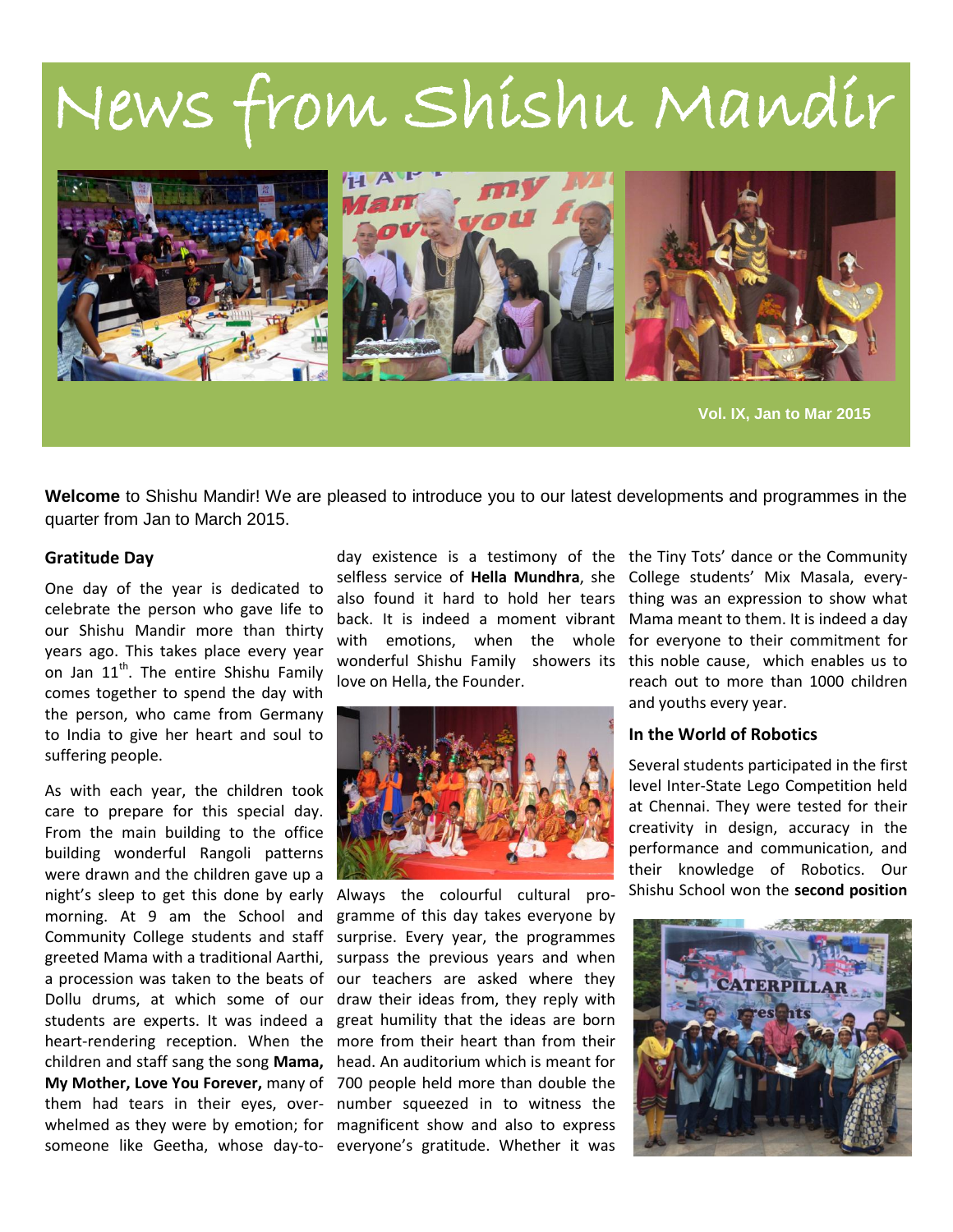# News from Shishu Mandir

Vol. IX, Jan to Mar 2015

**Welcome** to Shishu Mandir! We are pleased to introduce you to our latest developments and programmes in the quarter from Jan to March 2015.

## Gratitude Day

One day of the year is dedicated to celebrate the person who gave life to our Shishu Mandir more than thirty years ago. This takes place every year on Jan 11th. The entire Shishu Family comes together to spend the day with the person, who came from Germany to India to give her heart and soul to suffering people.

As with each year, the children took care to prepare for this special day. From the main building to the office building wonderful Rangoli patterns were drawn and the children gave up a night's sleep to get this done by early morning. At 9 am the School and Community College students and staff greeted Mama with a traditional Aarthi, a procession was taken to the beats of Dollu drums, at which some of our students are experts. It was indeed a heart-rendering reception. When the children and staff sang the song **Mama, My Mother, Love You Forever,** many of them had tears in their eyes, overwhelmed as they were by emotion; for someone like Geetha, whose day-to-day existence is a testimony of the selfless service of **Hella Mundhra**, she also found it hard to hold her tears back. It is indeed a moment vibrant with emotions, when the whole wonderful Shishu Family showers its love on Hella, the Founder.

Always the colourful cultural programme of this day takes everyone by surprise. Every year, the programmes surpass the previous years and when our teachers are asked where they draw their ideas from, they reply with great humility that the ideas are born more from their heart than from their head. An auditorium which is meant for 700 people held more than double the number squeezed in to witness the magnificent show and also to express everyone's gratitude. Whether it was the Tiny Tots' dance or the Community College students' Mix Masala, everything was an expression to show what Mama meant to them. It is indeed a day for everyone to their commitment for this noble cause, which enables us to reach out to more than 1000 children and youths every year.

## In the World of Robotics

Several students participated in the first level Inter-State Lego Competition held at Chennai. They were tested for their creativity in design, accuracy in the performance and communication, and their knowledge of Robotics. Our Shishu School won the **second position**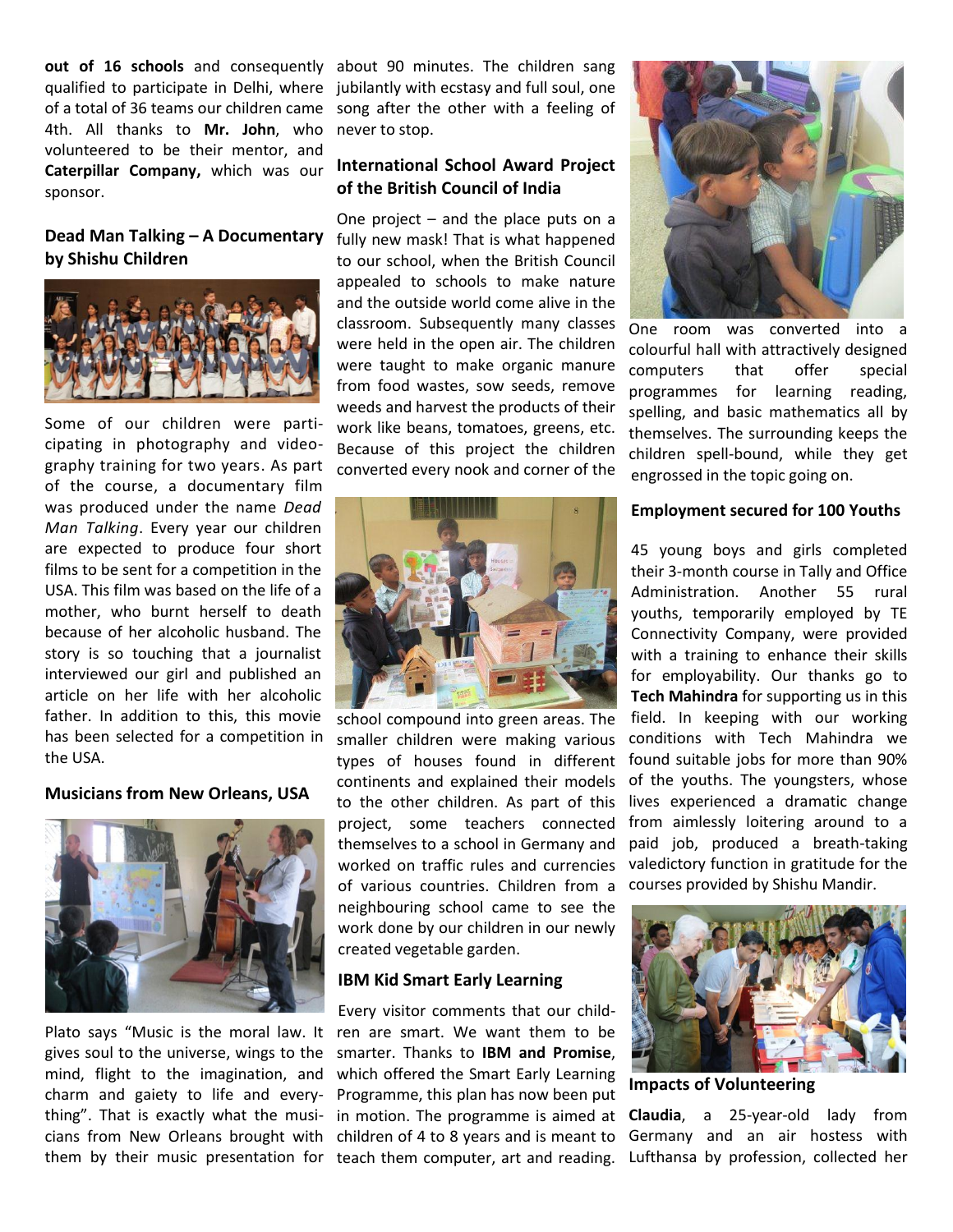**out of 16 schools** and consequently qualified to participate in Delhi, where of a total of 36 teams our children came 4th. All thanks to **Mr. John**, who volunteered to be their mentor, and **Caterpillar Company,** which was our sponsor.

## Dead Man Talking – A Documentary by Shishu Children

Some of our children were participating in photography and videography training for two years. As part of the course, a documentary film was produced under the name *Dead Man Talking*. Every year our children are expected to produce four short films to be sent for a competition in the USA. This film was based on the life of a mother, who burnt herself to death because of her alcoholic husband. The story is so touching that a journalist interviewed our girl and published an article on her life with her alcoholic father. In addition to this, this movie has been selected for a competition in the USA.

## Musicians from New Orleans, USA

Plato says "Music is the moral law. It gives soul to the universe, wings to the mind, flight to the imagination, and charm and gaiety to life and everything". That is exactly what the musicians from New Orleans brought with them by their music presentation for about 90 minutes. The children sang jubilantly with ecstasy and full soul, one song after the other with a feeling of never to stop.

## International School Award Project of the British Council of India

One project – and the place puts on a fully new mask! That is what happened to our school, when the British Council appealed to schools to make nature and the outside world come alive in the classroom. Subsequently many classes were held in the open air. The children were taught to make organic manure from food wastes, sow seeds, remove weeds and harvest the products of their work like beans, tomatoes, greens, etc. Because of this project the children converted every nook and corner of the school compound into green areas. The smaller children were making various types of houses found in different continents and explained their models to the other children. As part of this project, some teachers connected themselves to a school in Germany and worked on traffic rules and currencies of various countries. Children from a neighbouring school came to see the work done by our children in our newly created vegetable garden.

## IBM Kid Smart Early Learning

Every visitor comments that our children are smart. We want them to be smarter. Thanks to **IBM and Promise**, which offered the Smart Early Learning Programme, this plan has now been put in motion. The programme is aimed at children of 4 to 8 years and is meant to teach them computer, art and reading.

One room was converted into a colourful hall with attractively designed computers that offer special programmes for learning reading, spelling, and basic mathematics all by themselves. The surrounding keeps the children spell-bound, while they get engrossed in the topic going on.

## Employment secured for 100 Youths

45 young boys and girls completed their 3-month course in Tally and Office Administration. Another 55 rural youths, temporarily employed by TE Connectivity Company, were provided with a training to enhance their skills for employability. Our thanks go to **Tech Mahindra** for supporting us in this field. In keeping with our working conditions with Tech Mahindra we found suitable jobs for more than 90% of the youths. The youngsters, whose lives experienced a dramatic change from aimlessly loitering around to a paid job, produced a breath-taking valedictory function in gratitude for the courses provided by Shishu Mandir.

## Impacts of Volunteering

**Claudia**, a 25-year-old lady from Germany and an air hostess with Lufthansa by profession, collected her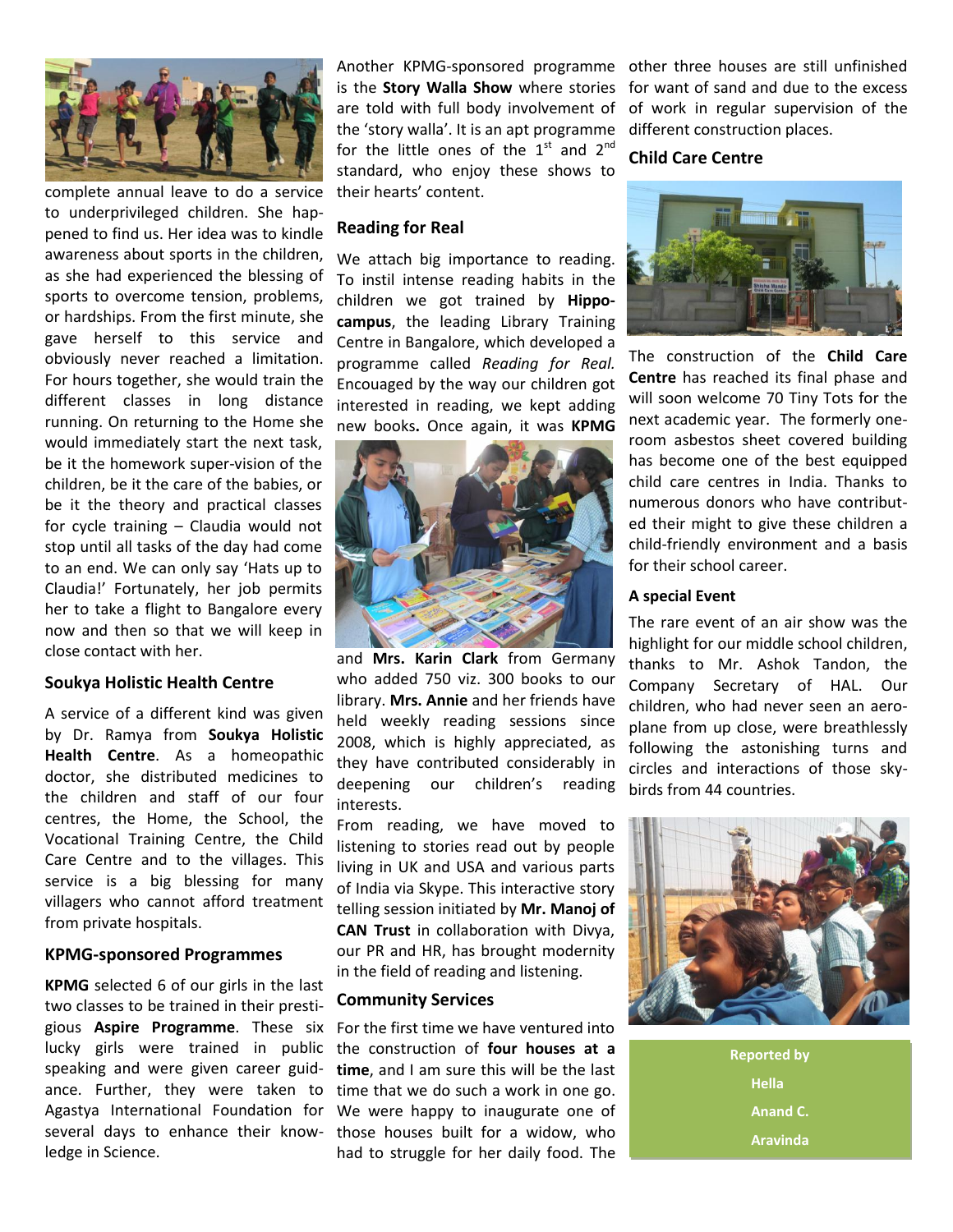complete annual leave to do a service to underprivileged children. She happened to find us. Her idea was to kindle awareness about sports in the children, as she had experienced the blessing of sports to overcome tension, problems, or hardships. From the first minute, she gave herself to this service and obviously never reached a limitation. For hours together, she would train the different classes in long distance running. On returning to the Home she would immediately start the next task, be it the homework super-vision of the children, be it the care of the babies, or be it the theory and practical classes for cycle training – Claudia would not stop until all tasks of the day had come to an end. We can only say 'Hats up to Claudia!' Fortunately, her job permits her to take a flight to Bangalore every now and then so that we will keep in close contact with her.

### Soukya Holistic Health Centre

A service of a different kind was given by Dr. Ramya from **Soukya Holistic Health Centre**. As a homeopathic doctor, she distributed medicines to the children and staff of our four centres, the Home, the School, the Vocational Training Centre, the Child Care Centre and to the villages. This service is a big blessing for many villagers who cannot afford treatment from private hospitals.

### KPMG-sponsored Programmes

**KPMG** selected 6 of our girls in the last two classes to be trained in their prestigious **Aspire Programme**. These six lucky girls were trained in public speaking and were given career guidance. Further, they were taken to Agastya International Foundation for several days to enhance their knowledge in Science.

Another KPMG-sponsored programme is the **Story Walla Show** where stories are told with full body involvement of the 'story walla'. It is an apt programme for the little ones of the 1st and 2nd standard, who enjoy these shows to their hearts' content.

### Reading for Real

We attach big importance to reading. To instil intense reading habits in the children we got trained by **Hippocampus**, the leading Library Training Centre in Bangalore, which developed a programme called *Reading for Real.* Encouaged by the way our children got interested in reading, we kept adding new books**.** Once again, it was **KPMG** and **Mrs. Karin Clark** from Germany who added 750 viz. 300 books to our library. **Mrs. Annie** and her friends have held weekly reading sessions since 2008, which is highly appreciated, as they have contributed considerably in deepening our children's reading interests.

From reading, we have moved to listening to stories read out by people living in UK and USA and various parts of India via Skype. This interactive story telling session initiated by **Mr. Manoj of CAN Trust** in collaboration with Divya, our PR and HR, has brought modernity in the field of reading and listening.

### Community Services

For the first time we have ventured into the construction of **four houses at a time**, and I am sure this will be the last time that we do such a work in one go. We were happy to inaugurate one of those houses built for a widow, who had to struggle for her daily food. The other three houses are still unfinished for want of sand and due to the excess of work in regular supervision of the different construction places.

### Child Care Centre

The construction of the **Child Care Centre** has reached its final phase and will soon welcome 70 Tiny Tots for the next academic year. The formerly one-room asbestos sheet covered building has become one of the best equipped child care centres in India. Thanks to numerous donors who have contributed their might to give these children a child-friendly environment and a basis for their school career.

### A special Event

The rare event of an air show was the highlight for our middle school children, thanks to Mr. Ashok Tandon, the Company Secretary of HAL. Our children, who had never seen an aeroplane from up close, were breathlessly following the astonishing turns and circles and interactions of those skybirds from 44 countries.

**Reported by**
**Hella**
**Anand C.**
**Aravinda**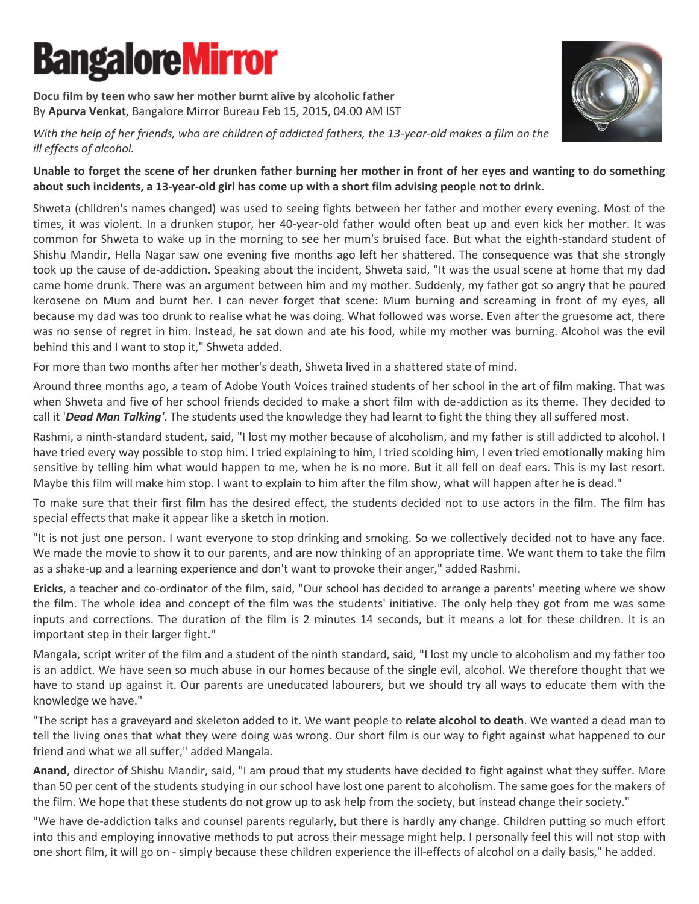# BangaloreMirror

**Docu film by teen who saw her mother burnt alive by alcoholic father**
By **Apurva Venkat**, Bangalore Mirror Bureau Feb 15, 2015, 04.00 AM IST

*With the help of her friends, who are children of addicted fathers, the 13-year-old makes a film on the ill effects of alcohol.*

**Unable to forget the scene of her drunken father burning her mother in front of her eyes and wanting to do something about such incidents, a 13-year-old girl has come up with a short film advising people not to drink.**

Shweta (children's names changed) was used to seeing fights between her father and mother every evening. Most of the times, it was violent. In a drunken stupor, her 40-year-old father would often beat up and even kick her mother. It was common for Shweta to wake up in the morning to see her mum's bruised face. But what the eighth-standard student of Shishu Mandir, Hella Nagar saw one evening five months ago left her shattered. The consequence was that she strongly took up the cause of de-addiction. Speaking about the incident, Shweta said, "It was the usual scene at home that my dad came home drunk. There was an argument between him and my mother. Suddenly, my father got so angry that he poured kerosene on Mum and burnt her. I can never forget that scene: Mum burning and screaming in front of my eyes, all because my dad was too drunk to realise what he was doing. What followed was worse. Even after the gruesome act, there was no sense of regret in him. Instead, he sat down and ate his food, while my mother was burning. Alcohol was the evil behind this and I want to stop it," Shweta added.

For more than two months after her mother's death, Shweta lived in a shattered state of mind.

Around three months ago, a team of Adobe Youth Voices trained students of her school in the art of film making. That was when Shweta and five of her school friends decided to make a short film with de-addiction as its theme. They decided to call it '***Dead Man Talking'***. The students used the knowledge they had learnt to fight the thing they all suffered most.

Rashmi, a ninth-standard student, said, "I lost my mother because of alcoholism, and my father is still addicted to alcohol. I have tried every way possible to stop him. I tried explaining to him, I tried scolding him, I even tried emotionally making him sensitive by telling him what would happen to me, when he is no more. But it all fell on deaf ears. This is my last resort. Maybe this film will make him stop. I want to explain to him after the film show, what will happen after he is dead."

To make sure that their first film has the desired effect, the students decided not to use actors in the film. The film has special effects that make it appear like a sketch in motion.

"It is not just one person. I want everyone to stop drinking and smoking. So we collectively decided not to have any face. We made the movie to show it to our parents, and are now thinking of an appropriate time. We want them to take the film as a shake-up and a learning experience and don't want to provoke their anger," added Rashmi.

**Ericks**, a teacher and co-ordinator of the film, said, "Our school has decided to arrange a parents' meeting where we show the film. The whole idea and concept of the film was the students' initiative. The only help they got from me was some inputs and corrections. The duration of the film is 2 minutes 14 seconds, but it means a lot for these children. It is an important step in their larger fight."

Mangala, script writer of the film and a student of the ninth standard, said, "I lost my uncle to alcoholism and my father too is an addict. We have seen so much abuse in our homes because of the single evil, alcohol. We therefore thought that we have to stand up against it. Our parents are uneducated labourers, but we should try all ways to educate them with the knowledge we have."

"The script has a graveyard and skeleton added to it. We want people to **relate alcohol to death**. We wanted a dead man to tell the living ones that what they were doing was wrong. Our short film is our way to fight against what happened to our friend and what we all suffer," added Mangala.

**Anand**, director of Shishu Mandir, said, "I am proud that my students have decided to fight against what they suffer. More than 50 per cent of the students studying in our school have lost one parent to alcoholism. The same goes for the makers of the film. We hope that these students do not grow up to ask help from the society, but instead change their society."

"We have de-addiction talks and counsel parents regularly, but there is hardly any change. Children putting so much effort into this and employing innovative methods to put across their message might help. I personally feel this will not stop with one short film, it will go on - simply because these children experience the ill-effects of alcohol on a daily basis," he added.